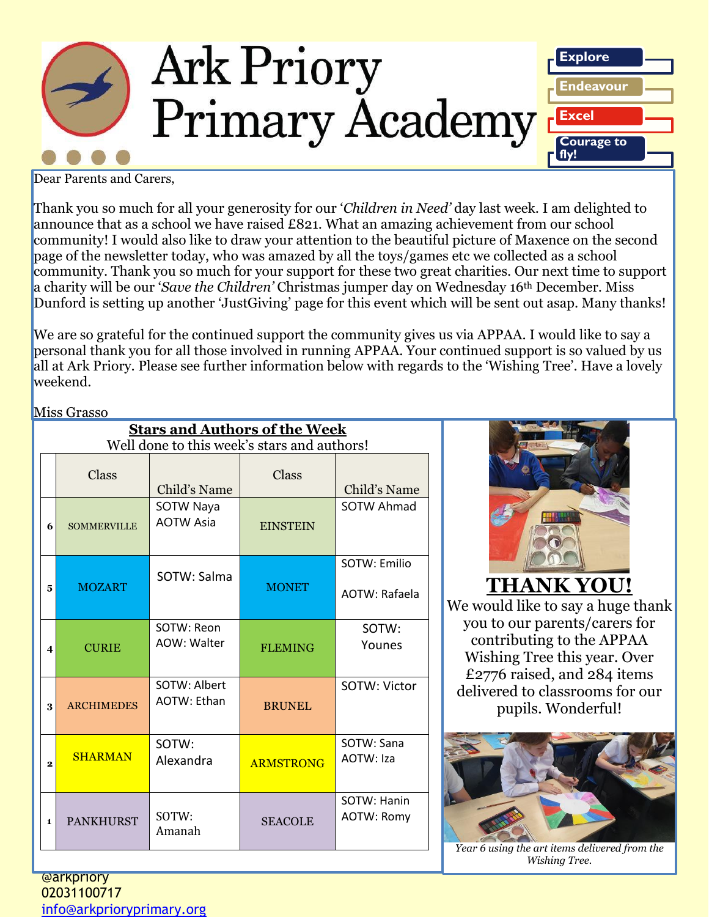# Ark Priory Primary Academy

Explore

Endeavour

Excel

Courage to fly!

Dear Parents and Carers,

Thank you so much for all your generosity for our '*Children in Need'* day last week. I am delighted to announce that as a school we have raised £821. What an amazing achievement from our school community! I would also like to draw your attention to the beautiful picture of Maxence on the second page of the newsletter today, who was amazed by all the toys/games etc we collected as a school community. Thank you so much for your support for these two great charities. Our next time to support a charity will be our '*Save the Children'* Christmas jumper day on Wednesday 16th December. Miss Dunford is setting up another 'JustGiving' page for this event which will be sent out asap. Many thanks!

We are so grateful for the continued support the community gives us via APPAA. I would like to say a personal thank you for all those involved in running APPAA. Your continued support is so valued by us all at Ark Priory. Please see further information below with regards to the 'Wishing Tree'. Have a lovely weekend.

Miss Grasso

## Stars and Authors of the Week

Well done to this week's stars and authors!

| | Class | Child's Name | Class | Child's Name |
|---|---|---|---|---|
| 6 | SOMMERVILLE | SOTW Naya<br>AOTW Asia | EINSTEIN | SOTW Ahmad |
| 5 | MOZART | SOTW: Salma | MONET | SOTW: Emilio<br>AOTW: Rafaela |
| 4 | CURIE | SOTW: Reon<br>AOW: Walter | FLEMING | SOTW: Younes |
| 3 | ARCHIMEDES | SOTW: Albert<br>AOTW: Ethan | BRUNEL | SOTW: Victor |
| 2 | SHARMAN | SOTW: Alexandra | ARMSTRONG | SOTW: Sana<br>AOTW: Iza |
| 1 | PANKHURST | SOTW: Amanah | SEACOLE | SOTW: Hanin<br>AOTW: Romy |

## THANK YOU!

We would like to say a huge thank you to our parents/carers for contributing to the APPAA Wishing Tree this year. Over £2776 raised, and 284 items delivered to classrooms for our pupils. Wonderful!

*Year 6 using the art items delivered from the Wishing Tree.*

@arkpriory
02031100717
info@arkprioryprimary.org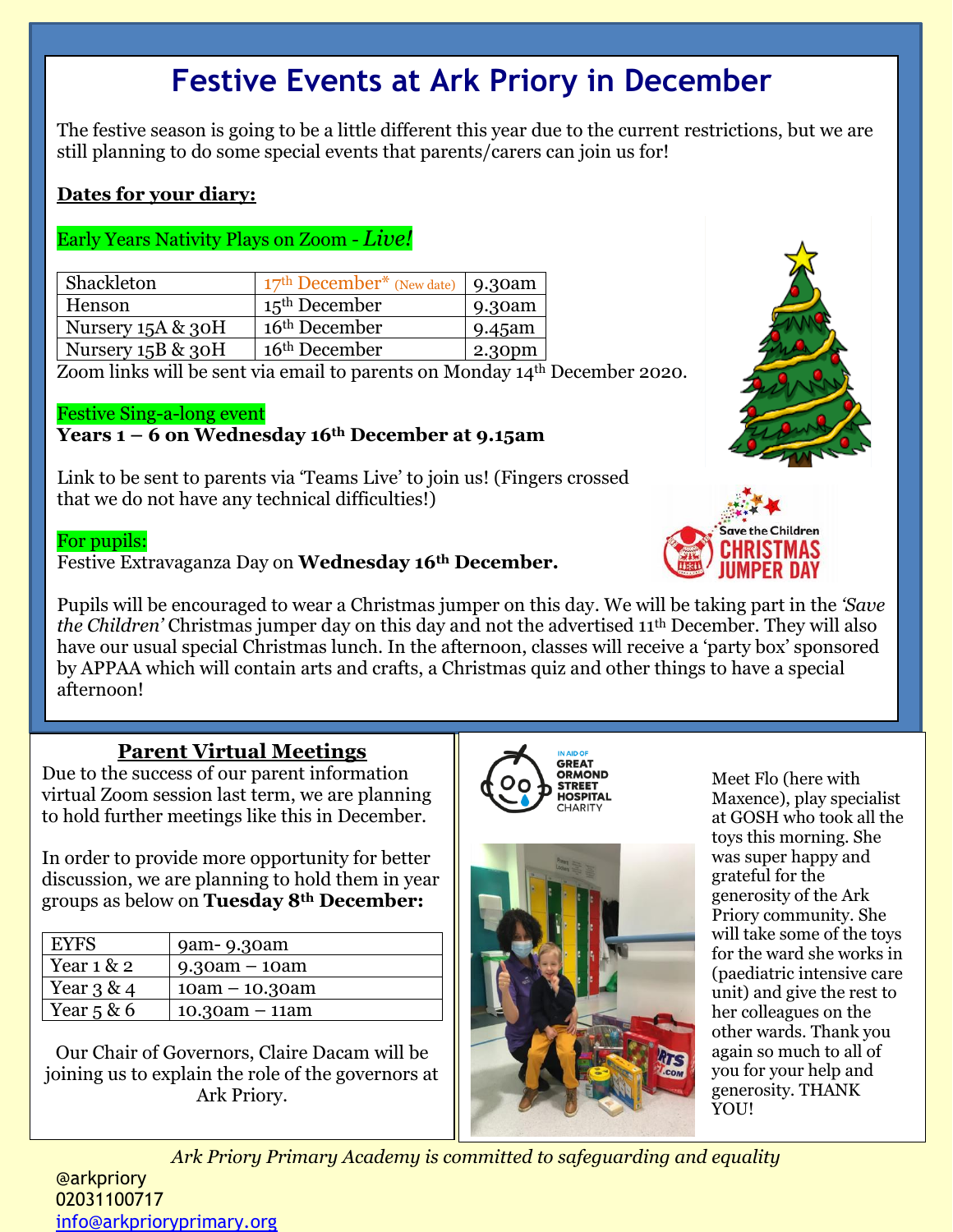# Festive Events at Ark Priory in December

The festive season is going to be a little different this year due to the current restrictions, but we are still planning to do some special events that parents/carers can join us for!

**Dates for your diary:**

Early Years Nativity Plays on Zoom - *Live!*

| Shackleton | 17th December* (New date) | 9.30am |
|---|---|---|
| Henson | 15th December | 9.30am |
| Nursery 15A & 30H | 16th December | 9.45am |
| Nursery 15B & 30H | 16th December | 2.30pm |

Zoom links will be sent via email to parents on Monday 14th December 2020.

Festive Sing-a-long event

**Years 1 – 6 on Wednesday 16th December at 9.15am**

Link to be sent to parents via 'Teams Live' to join us! (Fingers crossed that we do not have any technical difficulties!)

For pupils:

Festive Extravaganza Day on **Wednesday 16th December.**

Save the Children CHRISTMAS JUMPER DAY

Pupils will be encouraged to wear a Christmas jumper on this day. We will be taking part in the *'Save the Children'* Christmas jumper day on this day and not the advertised 11th December. They will also have our usual special Christmas lunch. In the afternoon, classes will receive a 'party box' sponsored by APPAA which will contain arts and crafts, a Christmas quiz and other things to have a special afternoon!

## Parent Virtual Meetings

Due to the success of our parent information virtual Zoom session last term, we are planning to hold further meetings like this in December.

In order to provide more opportunity for better discussion, we are planning to hold them in year groups as below on **Tuesday 8th December:**

| EYFS | 9am- 9.30am |
|---|---|
| Year 1 & 2 | 9.30am – 10am |
| Year 3 & 4 | 10am – 10.30am |
| Year 5 & 6 | 10.30am – 11am |

Our Chair of Governors, Claire Dacam will be joining us to explain the role of the governors at Ark Priory.

IN AID OF GREAT ORMOND STREET HOSPITAL CHARITY

Meet Flo (here with Maxence), play specialist at GOSH who took all the toys this morning. She was super happy and grateful for the generosity of the Ark Priory community. She will take some of the toys for the ward she works in (paediatric intensive care unit) and give the rest to her colleagues on the other wards. Thank you again so much to all of you for your help and generosity. THANK YOU!

*Ark Priory Primary Academy is committed to safeguarding and equality*

@arkpriory
02031100717
info@arkprioryprimary.org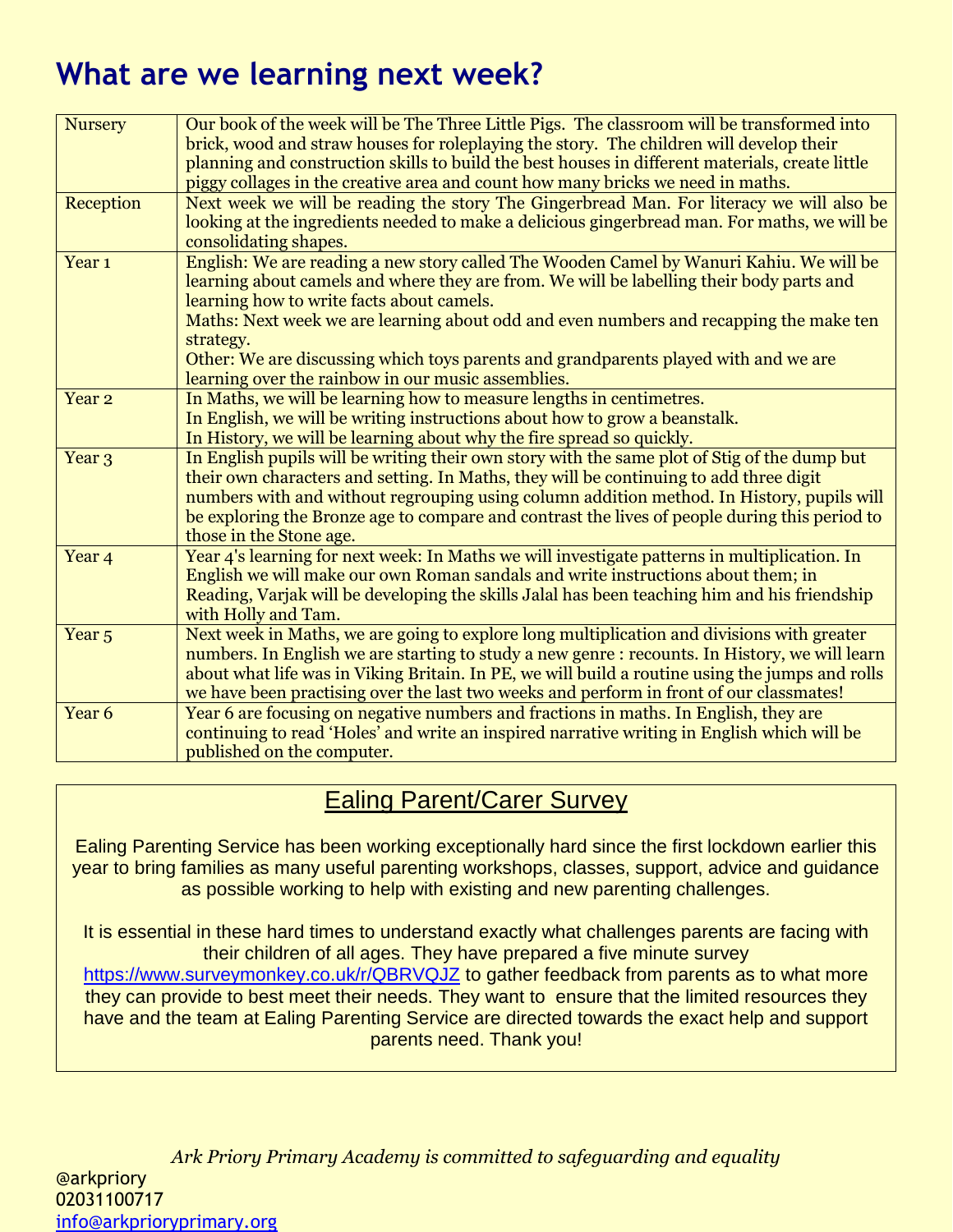# What are we learning next week?

| | |
|---|---|
| Nursery | Our book of the week will be The Three Little Pigs. The classroom will be transformed into brick, wood and straw houses for roleplaying the story. The children will develop their planning and construction skills to build the best houses in different materials, create little piggy collages in the creative area and count how many bricks we need in maths. |
| Reception | Next week we will be reading the story The Gingerbread Man. For literacy we will also be looking at the ingredients needed to make a delicious gingerbread man. For maths, we will be consolidating shapes. |
| Year 1 | English: We are reading a new story called The Wooden Camel by Wanuri Kahiu. We will be learning about camels and where they are from. We will be labelling their body parts and learning how to write facts about camels.<br>Maths: Next week we are learning about odd and even numbers and recapping the make ten strategy.<br>Other: We are discussing which toys parents and grandparents played with and we are learning over the rainbow in our music assemblies. |
| Year 2 | In Maths, we will be learning how to measure lengths in centimetres.<br>In English, we will be writing instructions about how to grow a beanstalk.<br>In History, we will be learning about why the fire spread so quickly. |
| Year 3 | In English pupils will be writing their own story with the same plot of Stig of the dump but their own characters and setting. In Maths, they will be continuing to add three digit numbers with and without regrouping using column addition method. In History, pupils will be exploring the Bronze age to compare and contrast the lives of people during this period to those in the Stone age. |
| Year 4 | Year 4's learning for next week: In Maths we will investigate patterns in multiplication. In English we will make our own Roman sandals and write instructions about them; in Reading, Varjak will be developing the skills Jalal has been teaching him and his friendship with Holly and Tam. |
| Year 5 | Next week in Maths, we are going to explore long multiplication and divisions with greater numbers. In English we are starting to study a new genre : recounts. In History, we will learn about what life was in Viking Britain. In PE, we will build a routine using the jumps and rolls we have been practising over the last two weeks and perform in front of our classmates! |
| Year 6 | Year 6 are focusing on negative numbers and fractions in maths. In English, they are continuing to read 'Holes' and write an inspired narrative writing in English which will be published on the computer. |

## Ealing Parent/Carer Survey

Ealing Parenting Service has been working exceptionally hard since the first lockdown earlier this year to bring families as many useful parenting workshops, classes, support, advice and guidance as possible working to help with existing and new parenting challenges.

It is essential in these hard times to understand exactly what challenges parents are facing with their children of all ages. They have prepared a five minute survey https://www.surveymonkey.co.uk/r/QBRVQJZ to gather feedback from parents as to what more they can provide to best meet their needs. They want to ensure that the limited resources they have and the team at Ealing Parenting Service are directed towards the exact help and support parents need. Thank you!

*Ark Priory Primary Academy is committed to safeguarding and equality*

@arkpriory
02031100717
info@arkprioryprimary.org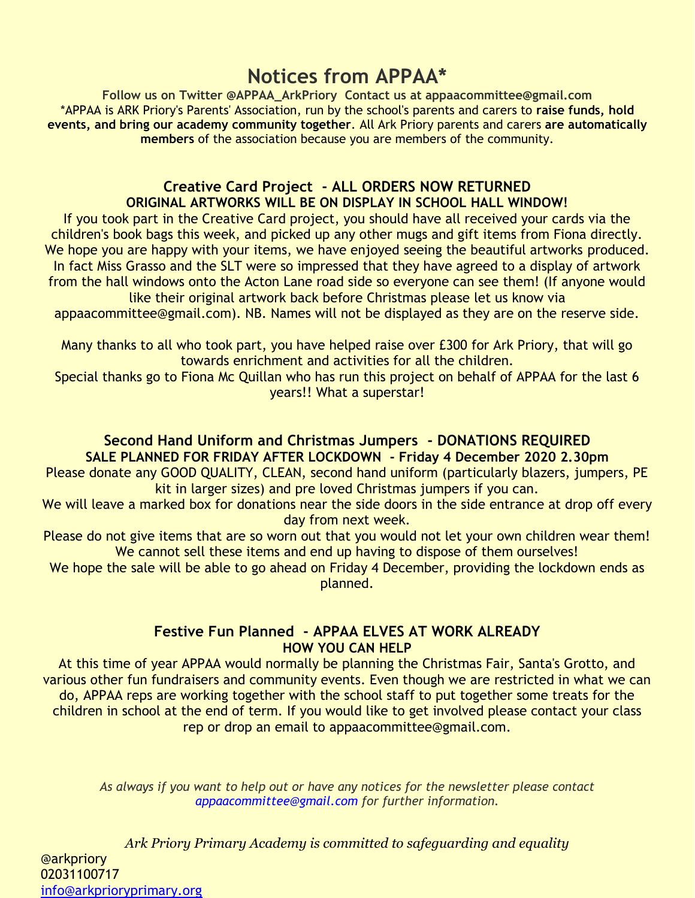# Notices from APPAA*

**Follow us on Twitter @APPAA_ArkPriory Contact us at appaacommittee@gmail.com**

*APPAA is ARK Priory's Parents' Association, run by the school's parents and carers to **raise funds, hold events, and bring our academy community together**. All Ark Priory parents and carers **are automatically members** of the association because you are members of the community.

### Creative Card Project - ALL ORDERS NOW RETURNED

**ORIGINAL ARTWORKS WILL BE ON DISPLAY IN SCHOOL HALL WINDOW!**

If you took part in the Creative Card project, you should have all received your cards via the children's book bags this week, and picked up any other mugs and gift items from Fiona directly. We hope you are happy with your items, we have enjoyed seeing the beautiful artworks produced. In fact Miss Grasso and the SLT were so impressed that they have agreed to a display of artwork from the hall windows onto the Acton Lane road side so everyone can see them! (If anyone would like their original artwork back before Christmas please let us know via appaacommittee@gmail.com). NB. Names will not be displayed as they are on the reserve side.

Many thanks to all who took part, you have helped raise over £300 for Ark Priory, that will go towards enrichment and activities for all the children.
Special thanks go to Fiona Mc Quillan who has run this project on behalf of APPAA for the last 6 years!! What a superstar!

### Second Hand Uniform and Christmas Jumpers - DONATIONS REQUIRED

**SALE PLANNED FOR FRIDAY AFTER LOCKDOWN - Friday 4 December 2020 2.30pm**

Please donate any GOOD QUALITY, CLEAN, second hand uniform (particularly blazers, jumpers, PE kit in larger sizes) and pre loved Christmas jumpers if you can.
We will leave a marked box for donations near the side doors in the side entrance at drop off every day from next week.
Please do not give items that are so worn out that you would not let your own children wear them! We cannot sell these items and end up having to dispose of them ourselves!
We hope the sale will be able to go ahead on Friday 4 December, providing the lockdown ends as planned.

### Festive Fun Planned - APPAA ELVES AT WORK ALREADY

**HOW YOU CAN HELP**

At this time of year APPAA would normally be planning the Christmas Fair, Santa's Grotto, and various other fun fundraisers and community events. Even though we are restricted in what we can do, APPAA reps are working together with the school staff to put together some treats for the children in school at the end of term. If you would like to get involved please contact your class rep or drop an email to appaacommittee@gmail.com.

*As always if you want to help out or have any notices for the newsletter please contact appaacommittee@gmail.com for further information.*

*Ark Priory Primary Academy is committed to safeguarding and equality*

@arkpriory
02031100717
info@arkprioryprimary.org